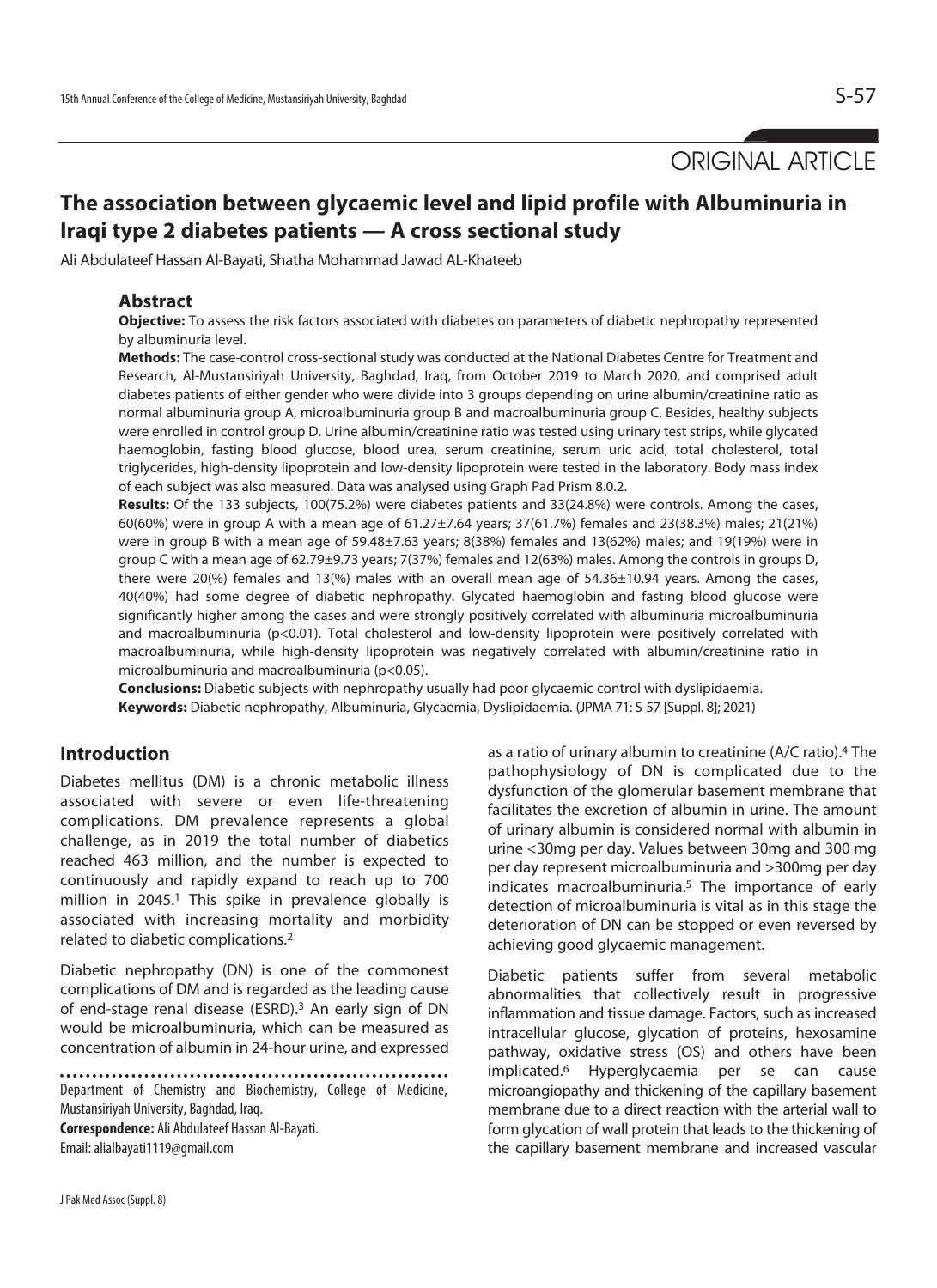ORIGINAL ARTICLE

# The association between glycaemic level and lipid profile with Albuminuria in Iraqi type 2 diabetes patients — A cross sectional study

Ali Abdulateef Hassan Al-Bayati, Shatha Mohammad Jawad AL-Khateeb

## Abstract

**Objective:** To assess the risk factors associated with diabetes on parameters of diabetic nephropathy represented by albuminuria level.

**Methods:** The case-control cross-sectional study was conducted at the National Diabetes Centre for Treatment and Research, Al-Mustansiriyah University, Baghdad, Iraq, from October 2019 to March 2020, and comprised adult diabetes patients of either gender who were divide into 3 groups depending on urine albumin/creatinine ratio as normal albuminuria group A, microalbuminuria group B and macroalbuminuria group C. Besides, healthy subjects were enrolled in control group D. Urine albumin/creatinine ratio was tested using urinary test strips, while glycated haemoglobin, fasting blood glucose, blood urea, serum creatinine, serum uric acid, total cholesterol, total triglycerides, high-density lipoprotein and low-density lipoprotein were tested in the laboratory. Body mass index of each subject was also measured. Data was analysed using Graph Pad Prism 8.0.2.

**Results:** Of the 133 subjects, 100(75.2%) were diabetes patients and 33(24.8%) were controls. Among the cases, 60(60%) were in group A with a mean age of 61.27±7.64 years; 37(61.7%) females and 23(38.3%) males; 21(21%) were in group B with a mean age of 59.48±7.63 years; 8(38%) females and 13(62%) males; and 19(19%) were in group C with a mean age of 62.79±9.73 years; 7(37%) females and 12(63%) males. Among the controls in groups D, there were 20(%) females and 13(%) males with an overall mean age of 54.36±10.94 years. Among the cases, 40(40%) had some degree of diabetic nephropathy. Glycated haemoglobin and fasting blood glucose were significantly higher among the cases and were strongly positively correlated with albuminuria microalbuminuria and macroalbuminuria ($p<0.01$). Total cholesterol and low-density lipoprotein were positively correlated with macroalbuminuria, while high-density lipoprotein was negatively correlated with albumin/creatinine ratio in microalbuminuria and macroalbuminuria ($p<0.05$).

**Conclusions:** Diabetic subjects with nephropathy usually had poor glycaemic control with dyslipidaemia.

**Keywords:** Diabetic nephropathy, Albuminuria, Glycaemia, Dyslipidaemia. (JPMA 71: S-57 [Suppl. 8]; 2021)

## Introduction

Diabetes mellitus (DM) is a chronic metabolic illness associated with severe or even life-threatening complications. DM prevalence represents a global challenge, as in 2019 the total number of diabetics reached 463 million, and the number is expected to continuously and rapidly expand to reach up to 700 million in 2045.[1] This spike in prevalence globally is associated with increasing mortality and morbidity related to diabetic complications.[2]

Diabetic nephropathy (DN) is one of the commonest complications of DM and is regarded as the leading cause of end-stage renal disease (ESRD).[3] An early sign of DN would be microalbuminuria, which can be measured as concentration of albumin in 24-hour urine, and expressed as a ratio of urinary albumin to creatinine (A/C ratio).[4] The pathophysiology of DN is complicated due to the dysfunction of the glomerular basement membrane that facilitates the excretion of albumin in urine. The amount of urinary albumin is considered normal with albumin in urine <30mg per day. Values between 30mg and 300 mg per day represent microalbuminuria and >300mg per day indicates macroalbuminuria.[5] The importance of early detection of microalbuminuria is vital as in this stage the deterioration of DN can be stopped or even reversed by achieving good glycaemic management.

Diabetic patients suffer from several metabolic abnormalities that collectively result in progressive inflammation and tissue damage. Factors, such as increased intracellular glucose, glycation of proteins, hexosamine pathway, oxidative stress (OS) and others have been implicated.[6] Hyperglycaemia per se can cause microangiopathy and thickening of the capillary basement membrane due to a direct reaction with the arterial wall to form glycation of wall protein that leads to the thickening of the capillary basement membrane and increased vascular

Department of Chemistry and Biochemistry, College of Medicine, Mustansiriyah University, Baghdad, Iraq.

**Correspondence:** Ali Abdulateef Hassan Al-Bayati. Email: alialbayati1119@gmail.com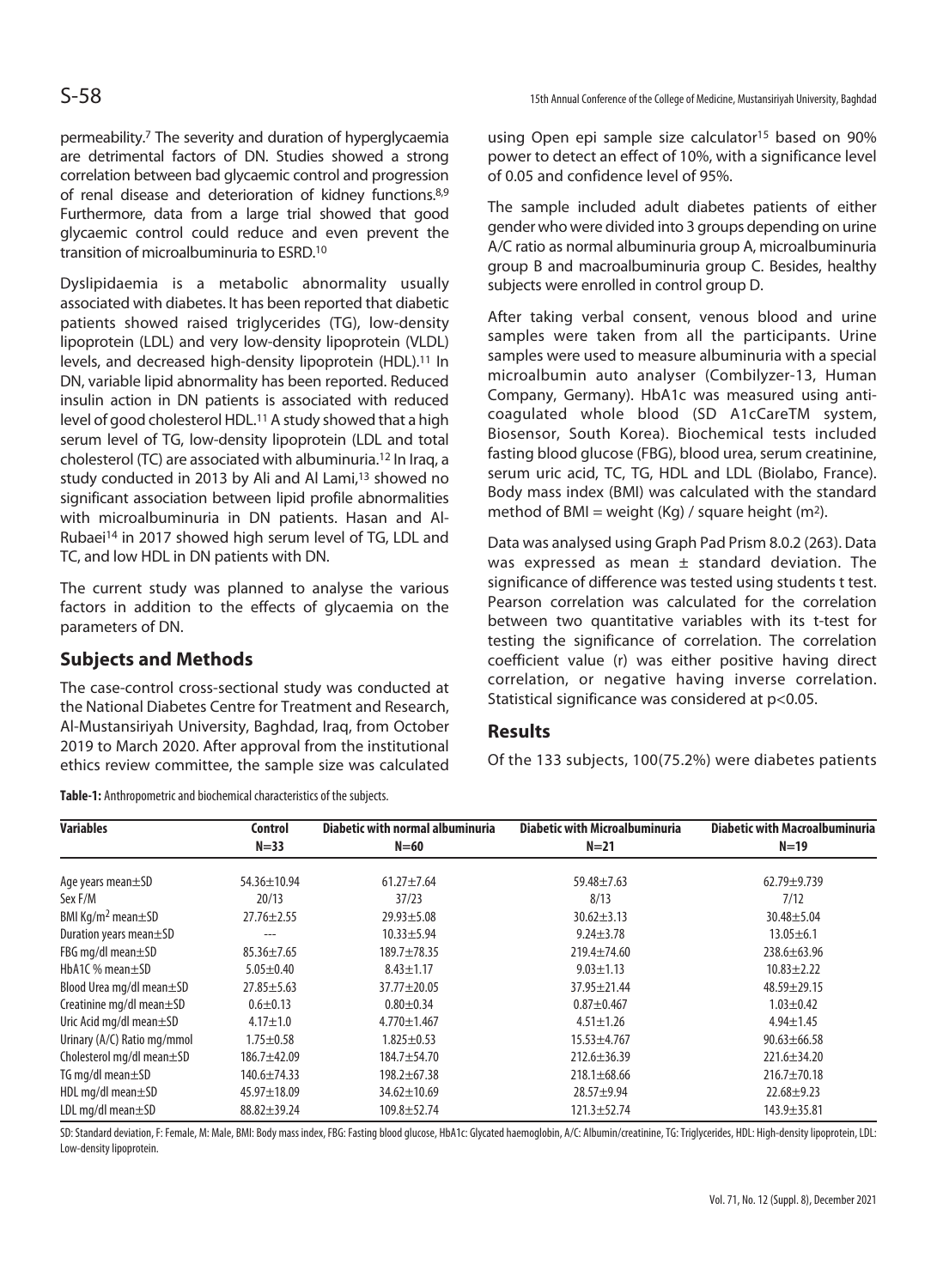permeability.[7] The severity and duration of hyperglycaemia are detrimental factors of DN. Studies showed a strong correlation between bad glycaemic control and progression of renal disease and deterioration of kidney functions.[8,9] Furthermore, data from a large trial showed that good glycaemic control could reduce and even prevent the transition of microalbuminuria to ESRD.[10]

Dyslipidaemia is a metabolic abnormality usually associated with diabetes. It has been reported that diabetic patients showed raised triglycerides (TG), low-density lipoprotein (LDL) and very low-density lipoprotein (VLDL) levels, and decreased high-density lipoprotein (HDL).[11] In DN, variable lipid abnormality has been reported. Reduced insulin action in DN patients is associated with reduced level of good cholesterol HDL.[11] A study showed that a high serum level of TG, low-density lipoprotein (LDL and total cholesterol (TC) are associated with albuminuria.[12] In Iraq, a study conducted in 2013 by Ali and Al Lami,[13] showed no significant association between lipid profile abnormalities with microalbuminuria in DN patients. Hasan and Al-Rubaei[14] in 2017 showed high serum level of TG, LDL and TC, and low HDL in DN patients with DN.

The current study was planned to analyse the various factors in addition to the effects of glycaemia on the parameters of DN.

## Subjects and Methods

The case-control cross-sectional study was conducted at the National Diabetes Centre for Treatment and Research, Al-Mustansiriyah University, Baghdad, Iraq, from October 2019 to March 2020. After approval from the institutional ethics review committee, the sample size was calculated using Open epi sample size calculator[15] based on 90% power to detect an effect of 10%, with a significance level of 0.05 and confidence level of 95%.

The sample included adult diabetes patients of either gender who were divided into 3 groups depending on urine A/C ratio as normal albuminuria group A, microalbuminuria group B and macroalbuminuria group C. Besides, healthy subjects were enrolled in control group D.

After taking verbal consent, venous blood and urine samples were taken from all the participants. Urine samples were used to measure albuminuria with a special microalbumin auto analyser (Combilyzer-13, Human Company, Germany). HbA1c was measured using anti-coagulated whole blood (SD A1cCareTM system, Biosensor, South Korea). Biochemical tests included fasting blood glucose (FBG), blood urea, serum creatinine, serum uric acid, TC, TG, HDL and LDL (Biolabo, France). Body mass index (BMI) was calculated with the standard method of BMI = weight (Kg) / square height ($m^2$).

Data was analysed using Graph Pad Prism 8.0.2 (263). Data was expressed as mean ± standard deviation. The significance of difference was tested using students t test. Pearson correlation was calculated for the correlation between two quantitative variables with its t-test for testing the significance of correlation. The correlation coefficient value (r) was either positive having direct correlation, or negative having inverse correlation. Statistical significance was considered at $p<0.05$.

## Results

Of the 133 subjects, 100(75.2%) were diabetes patients

**Table-1:** Anthropometric and biochemical characteristics of the subjects.

| Variables | Control N=33 | Diabetic with normal albuminuria N=60 | Diabetic with Microalbuminuria N=21 | Diabetic with Macroalbuminuria N=19 |
|---|---|---|---|---|
| Age years mean±SD | 54.36±10.94 | 61.27±7.64 | 59.48±7.63 | 62.79±9.739 |
| Sex F/M | 20/13 | 37/23 | 8/13 | 7/12 |
| BMI Kg/$m^2$ mean±SD | 27.76±2.55 | 29.93±5.08 | 30.62±3.13 | 30.48±5.04 |
| Duration years mean±SD | --- | 10.33±5.94 | 9.24±3.78 | 13.05±6.1 |
| FBG mg/dl mean±SD | 85.36±7.65 | 189.7±78.35 | 219.4±74.60 | 238.6±63.96 |
| HbA1C % mean±SD | 5.05±0.40 | 8.43±1.17 | 9.03±1.13 | 10.83±2.22 |
| Blood Urea mg/dl mean±SD | 27.85±5.63 | 37.77±20.05 | 37.95±21.44 | 48.59±29.15 |
| Creatinine mg/dl mean±SD | 0.6±0.13 | 0.80±0.34 | 0.87±0.467 | 1.03±0.42 |
| Uric Acid mg/dl mean±SD | 4.17±1.0 | 4.770±1.467 | 4.51±1.26 | 4.94±1.45 |
| Urinary (A/C) Ratio mg/mmol | 1.75±0.58 | 1.825±0.53 | 15.53±4.767 | 90.63±66.58 |
| Cholesterol mg/dl mean±SD | 186.7±42.09 | 184.7±54.70 | 212.6±36.39 | 221.6±34.20 |
| TG mg/dl mean±SD | 140.6±74.33 | 198.2±67.38 | 218.1±68.66 | 216.7±70.18 |
| HDL mg/dl mean±SD | 45.97±18.09 | 34.62±10.69 | 28.57±9.94 | 22.68±9.23 |
| LDL mg/dl mean±SD | 88.82±39.24 | 109.8±52.74 | 121.3±52.74 | 143.9±35.81 |

SD: Standard deviation, F: Female, M: Male, BMI: Body mass index, FBG: Fasting blood glucose, HbA1c: Glycated haemoglobin, A/C: Albumin/creatinine, TG: Triglycerides, HDL: High-density lipoprotein, LDL: Low-density lipoprotein.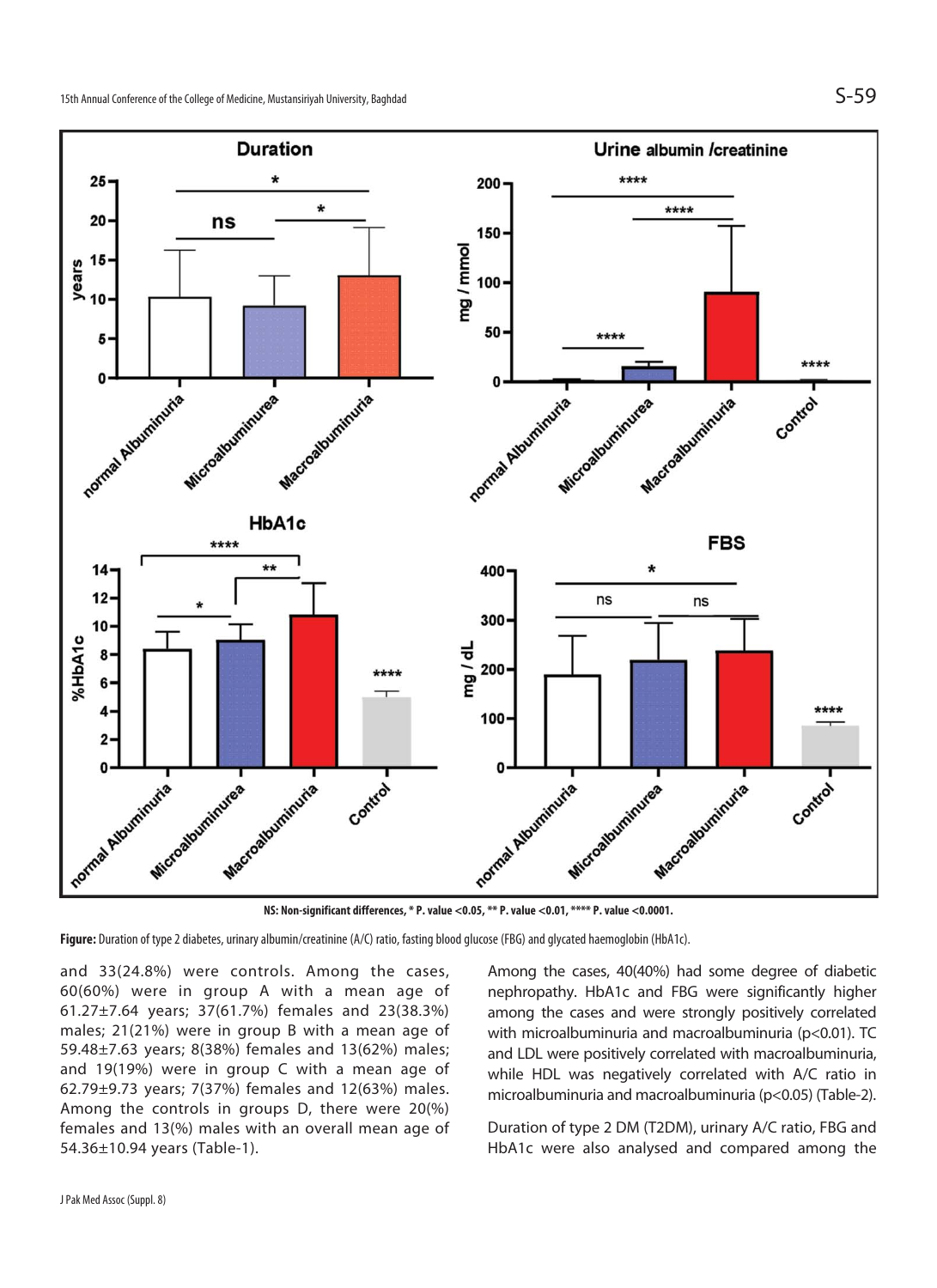NS: Non-significant differences, * P. value <0.05, ** P. value <0.01, **** P. value <0.0001.

**Figure:** Duration of type 2 diabetes, urinary albumin/creatinine (A/C) ratio, fasting blood glucose (FBG) and glycated haemoglobin (HbA1c).

and 33(24.8%) were controls. Among the cases, 60(60%) were in group A with a mean age of 61.27±7.64 years; 37(61.7%) females and 23(38.3%) males; 21(21%) were in group B with a mean age of 59.48±7.63 years; 8(38%) females and 13(62%) males; and 19(19%) were in group C with a mean age of 62.79±9.73 years; 7(37%) females and 12(63%) males. Among the controls in groups D, there were 20(%) females and 13(%) males with an overall mean age of 54.36±10.94 years (Table-1).

Among the cases, 40(40%) had some degree of diabetic nephropathy. HbA1c and FBG were significantly higher among the cases and were strongly positively correlated with microalbuminuria and macroalbuminuria (p<0.01). TC and LDL were positively correlated with macroalbuminuria, while HDL was negatively correlated with A/C ratio in microalbuminuria and macroalbuminuria (p<0.05) (Table-2).

Duration of type 2 DM (T2DM), urinary A/C ratio, FBG and HbA1c were also analysed and compared among the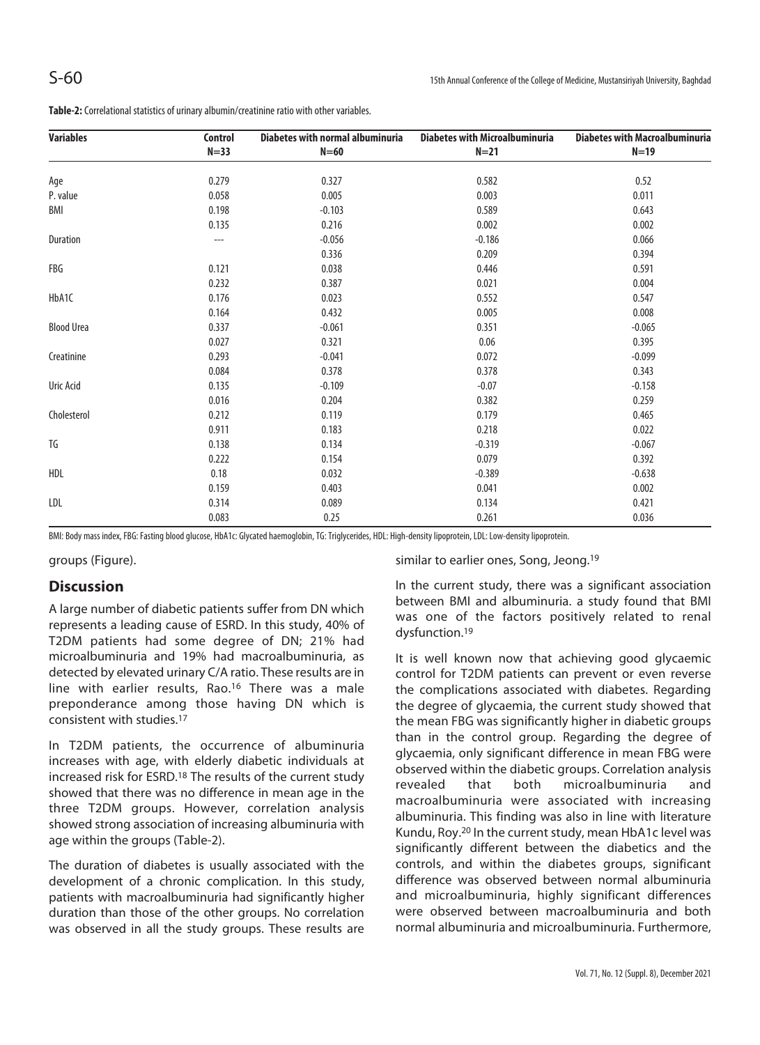**Table-2:** Correlational statistics of urinary albumin/creatinine ratio with other variables.

| Variables | Control N=33 | Diabetes with normal albuminuria N=60 | Diabetes with Microalbuminuria N=21 | Diabetes with Macroalbuminuria N=19 |
|---|---|---|---|---|
| Age | 0.279 | 0.327 | 0.582 | 0.52 |
| P. value | 0.058 | 0.005 | 0.003 | 0.011 |
| BMI | 0.198 | -0.103 | 0.589 | 0.643 |
| | 0.135 | 0.216 | 0.002 | 0.002 |
| Duration | --- | -0.056 | -0.186 | 0.066 |
| | | 0.336 | 0.209 | 0.394 |
| FBG | 0.121 | 0.038 | 0.446 | 0.591 |
| | 0.232 | 0.387 | 0.021 | 0.004 |
| HbA1C | 0.176 | 0.023 | 0.552 | 0.547 |
| | 0.164 | 0.432 | 0.005 | 0.008 |
| Blood Urea | 0.337 | -0.061 | 0.351 | -0.065 |
| | 0.027 | 0.321 | 0.06 | 0.395 |
| Creatinine | 0.293 | -0.041 | 0.072 | -0.099 |
| | 0.084 | 0.378 | 0.378 | 0.343 |
| Uric Acid | 0.135 | -0.109 | -0.07 | -0.158 |
| | 0.016 | 0.204 | 0.382 | 0.259 |
| Cholesterol | 0.212 | 0.119 | 0.179 | 0.465 |
| | 0.911 | 0.183 | 0.218 | 0.022 |
| TG | 0.138 | 0.134 | -0.319 | -0.067 |
| | 0.222 | 0.154 | 0.079 | 0.392 |
| HDL | 0.18 | 0.032 | -0.389 | -0.638 |
| | 0.159 | 0.403 | 0.041 | 0.002 |
| LDL | 0.314 | 0.089 | 0.134 | 0.421 |
| | 0.083 | 0.25 | 0.261 | 0.036 |

BMI: Body mass index, FBG: Fasting blood glucose, HbA1c: Glycated haemoglobin, TG: Triglycerides, HDL: High-density lipoprotein, LDL: Low-density lipoprotein.

groups (Figure).

## Discussion

A large number of diabetic patients suffer from DN which represents a leading cause of ESRD. In this study, 40% of T2DM patients had some degree of DN; 21% had microalbuminuria and 19% had macroalbuminuria, as detected by elevated urinary C/A ratio. These results are in line with earlier results, Rao.[16] There was a male preponderance among those having DN which is consistent with studies.[17]

In T2DM patients, the occurrence of albuminuria increases with age, with elderly diabetic individuals at increased risk for ESRD.[18] The results of the current study showed that there was no difference in mean age in the three T2DM groups. However, correlation analysis showed strong association of increasing albuminuria with age within the groups (Table-2).

The duration of diabetes is usually associated with the development of a chronic complication. In this study, patients with macroalbuminuria had significantly higher duration than those of the other groups. No correlation was observed in all the study groups. These results are similar to earlier ones, Song, Jeong.[19]

In the current study, there was a significant association between BMI and albuminuria. a study found that BMI was one of the factors positively related to renal dysfunction.[19]

It is well known now that achieving good glycaemic control for T2DM patients can prevent or even reverse the complications associated with diabetes. Regarding the degree of glycaemia, the current study showed that the mean FBG was significantly higher in diabetic groups than in the control group. Regarding the degree of glycaemia, only significant difference in mean FBG were observed within the diabetic groups. Correlation analysis revealed that both microalbuminuria and macroalbuminuria were associated with increasing albuminuria. This finding was also in line with literature Kundu, Roy.[20] In the current study, mean HbA1c level was significantly different between the diabetics and the controls, and within the diabetes groups, significant difference was observed between normal albuminuria and microalbuminuria, highly significant differences were observed between macroalbuminuria and both normal albuminuria and microalbuminuria. Furthermore,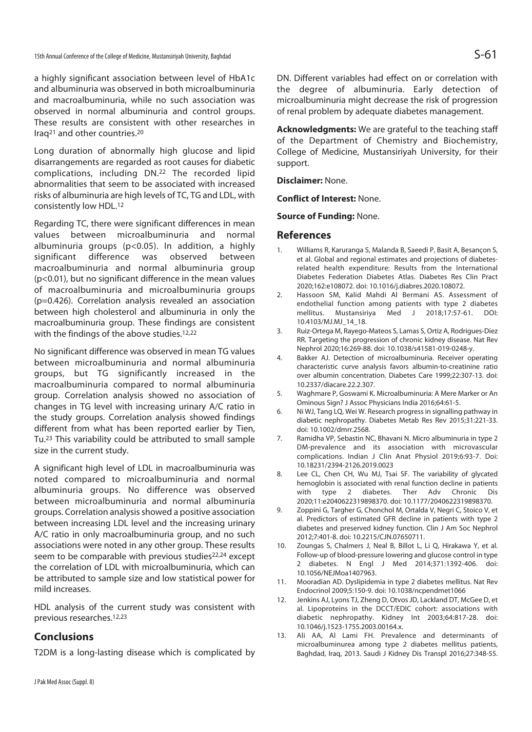a highly significant association between level of HbA1c and albuminuria was observed in both microalbuminuria and macroalbuminuria, while no such association was observed in normal albuminuria and control groups. These results are consistent with other researches in Iraq[21] and other countries.[20]

Long duration of abnormally high glucose and lipid disarrangements are regarded as root causes for diabetic complications, including DN.[22] The recorded lipid abnormalities that seem to be associated with increased risks of albuminuria are high levels of TC, TG and LDL, with consistently low HDL.[12]

Regarding TC, there were significant differences in mean values between microalbuminuria and normal albuminuria groups ($p<0.05$). In addition, a highly significant difference was observed between macroalbuminuria and normal albuminuria group ($p<0.01$), but no significant difference in the mean values of macroalbuminuria and microalbuminuria groups ($p=0.426$). Correlation analysis revealed an association between high cholesterol and albuminuria in only the macroalbuminuria group. These findings are consistent with the findings of the above studies.[12,22]

No significant difference was observed in mean TG values between microalbuminuria and normal albuminuria groups, but TG significantly increased in the macroalbuminuria compared to normal albuminuria group. Correlation analysis showed no association of changes in TG level with increasing urinary A/C ratio in the study groups. Correlation analysis showed findings different from what has been reported earlier by Tien, Tu.[23] This variability could be attributed to small sample size in the current study.

A significant high level of LDL in macroalbuminuria was noted compared to microalbuminuria and normal albuminuria groups. No difference was observed between microalbuminuria and normal albuminuria groups. Correlation analysis showed a positive association between increasing LDL level and the increasing urinary A/C ratio in only macroalbuminuria group, and no such associations were noted in any other group. These results seem to be comparable with previous studies[22,24] except the correlation of LDL with microalbuminuria, which can be attributed to sample size and low statistical power for mild increases.

HDL analysis of the current study was consistent with previous researches.[12,23]

## Conclusions

T2DM is a long-lasting disease which is complicated by DN. Different variables had effect on or correlation with the degree of albuminuria. Early detection of microalbuminuria might decrease the risk of progression of renal problem by adequate diabetes management.

**Acknowledgments:** We are grateful to the teaching staff of the Department of Chemistry and Biochemistry, College of Medicine, Mustansiriyah University, for their support.

**Disclaimer:** None.

**Conflict of Interest:** None.

**Source of Funding:** None.

## References

1. Williams R, Karuranga S, Malanda B, Saeedi P, Basit A, Besançon S, et al. Global and regional estimates and projections of diabetes-related health expenditure: Results from the International Diabetes Federation Diabetes Atlas. Diabetes Res Clin Pract 2020;162:e108072. doi: 10.1016/j.diabres.2020.108072.
2. Hassoon SM, Kalid Mahdi Al Bermani AS. Assessment of endothelial function among patients with type 2 diabetes mellitus. Mustansiriya Med J 2018;17:57-61. DOI: 10.4103/MJ.MJ_14_18.
3. Ruiz-Ortega M, Rayego-Mateos S, Lamas S, Ortiz A, Rodrigues-Diez RR. Targeting the progression of chronic kidney disease. Nat Rev Nephrol 2020;16:269-88. doi: 10.1038/s41581-019-0248-y.
4. Bakker AJ. Detection of microalbuminuria. Receiver operating characteristic curve analysis favors albumin-to-creatinine ratio over albumin concentration. Diabetes Care 1999;22:307-13. doi: 10.2337/diacare.22.2.307.
5. Waghmare P, Goswami K. Microalbuminuria: A Mere Marker or An Ominous Sign? J Assoc Physicians India 2016;64:61-5.
6. Ni WJ, Tang LQ, Wei W. Research progress in signalling pathway in diabetic nephropathy. Diabetes Metab Res Rev 2015;31:221-33. doi: 10.1002/dmrr.2568.
7. Ramidha VP, Sebastin NC, Bhavani N. Micro albuminuria in type 2 DM-prevalence and its association with microvascular complications. Indian J Clin Anat Physiol 2019;6:93-7. Doi: 10.18231/2394-2126.2019.0023
8. Lee CL, Chen CH, Wu MJ, Tsai SF. The variability of glycated hemoglobin is associated with renal function decline in patients with type 2 diabetes. Ther Adv Chronic Dis 2020;11:e2040622319898370. doi: 10.1177/2040622319898370.
9. Zoppini G, Targher G, Chonchol M, Ortalda V, Negri C, Stoico V, et al. Predictors of estimated GFR decline in patients with type 2 diabetes and preserved kidney function. Clin J Am Soc Nephrol 2012;7:401-8. doi: 10.2215/CJN.07650711.
10. Zoungas S, Chalmers J, Neal B, Billot L, Li Q, Hirakawa Y, et al. Follow-up of blood-pressure lowering and glucose control in type 2 diabetes. N Engl J Med 2014;371:1392-406. doi: 10.1056/NEJMoa1407963.
11. Mooradian AD. Dyslipidemia in type 2 diabetes mellitus. Nat Rev Endocrinol 2009;5:150-9. doi: 10.1038/ncpendmet1066
12. Jenkins AJ, Lyons TJ, Zheng D, Otvos JD, Lackland DT, McGee D, et al. Lipoproteins in the DCCT/EDIC cohort: associations with diabetic nephropathy. Kidney Int 2003;64:817-28. doi: 10.1046/j.1523-1755.2003.00164.x.
13. Ali AA, Al Lami FH. Prevalence and determinants of microalbuminurea among type 2 diabetes mellitus patients, Baghdad, Iraq, 2013. Saudi J Kidney Dis Transpl 2016;27:348-55.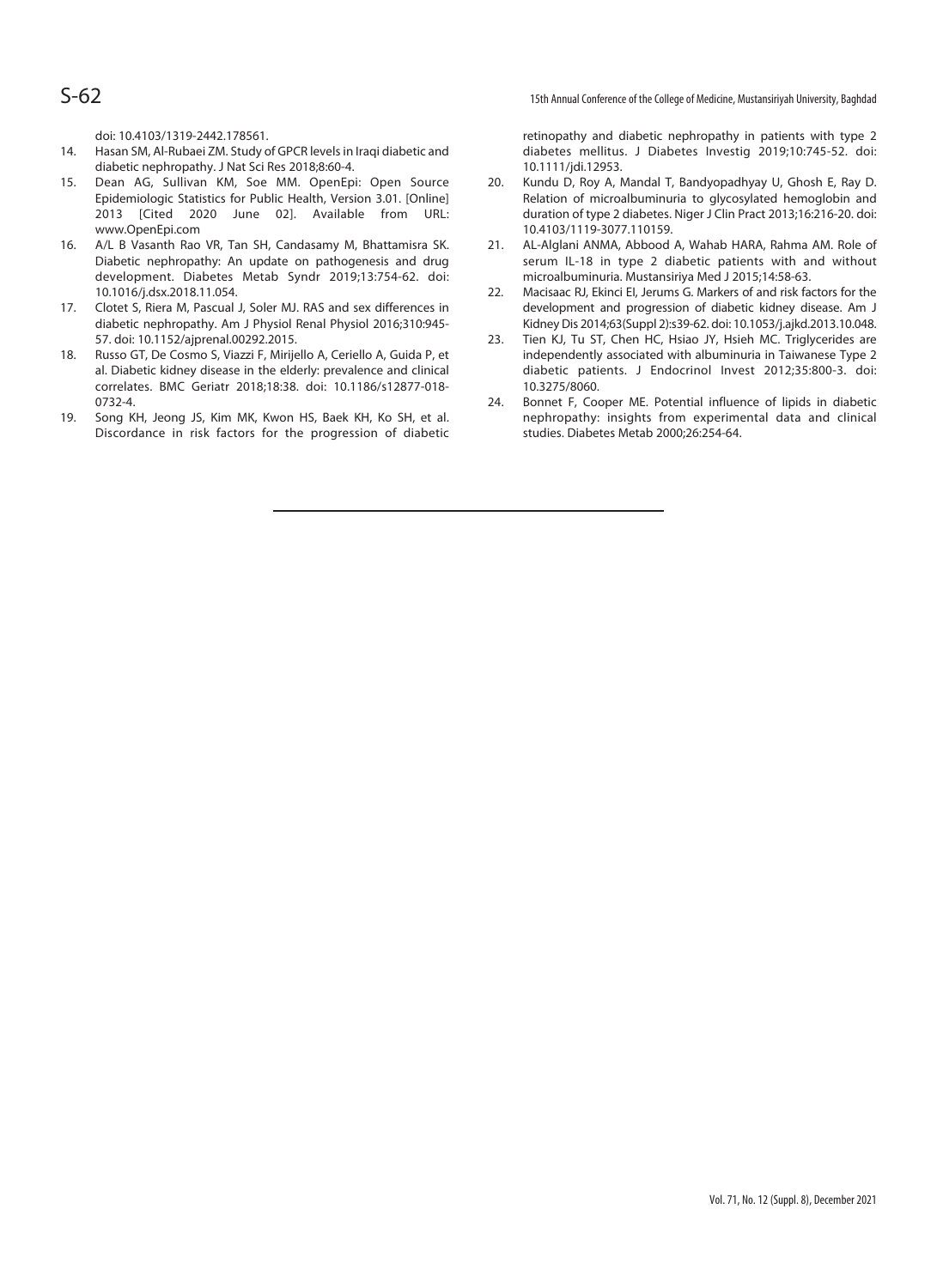doi: 10.4103/1319-2442.178561.

14. Hasan SM, Al-Rubaei ZM. Study of GPCR levels in Iraqi diabetic and diabetic nephropathy. J Nat Sci Res 2018;8:60-4.
15. Dean AG, Sullivan KM, Soe MM. OpenEpi: Open Source Epidemiologic Statistics for Public Health, Version 3.01. [Online] 2013 [Cited 2020 June 02]. Available from URL: www.OpenEpi.com
16. A/L B Vasanth Rao VR, Tan SH, Candasamy M, Bhattamisra SK. Diabetic nephropathy: An update on pathogenesis and drug development. Diabetes Metab Syndr 2019;13:754-62. doi: 10.1016/j.dsx.2018.11.054.
17. Clotet S, Riera M, Pascual J, Soler MJ. RAS and sex differences in diabetic nephropathy. Am J Physiol Renal Physiol 2016;310:945-57. doi: 10.1152/ajprenal.00292.2015.
18. Russo GT, De Cosmo S, Viazzi F, Mirijello A, Ceriello A, Guida P, et al. Diabetic kidney disease in the elderly: prevalence and clinical correlates. BMC Geriatr 2018;18:38. doi: 10.1186/s12877-018-0732-4.
19. Song KH, Jeong JS, Kim MK, Kwon HS, Baek KH, Ko SH, et al. Discordance in risk factors for the progression of diabetic retinopathy and diabetic nephropathy in patients with type 2 diabetes mellitus. J Diabetes Investig 2019;10:745-52. doi: 10.1111/jdi.12953.
20. Kundu D, Roy A, Mandal T, Bandyopadhyay U, Ghosh E, Ray D. Relation of microalbuminuria to glycosylated hemoglobin and duration of type 2 diabetes. Niger J Clin Pract 2013;16:216-20. doi: 10.4103/1119-3077.110159.
21. AL-Alglani ANMA, Abbood A, Wahab HARA, Rahma AM. Role of serum IL-18 in type 2 diabetic patients with and without microalbuminuria. Mustansiriya Med J 2015;14:58-63.
22. Macisaac RJ, Ekinci EI, Jerums G. Markers of and risk factors for the development and progression of diabetic kidney disease. Am J Kidney Dis 2014;63(Suppl 2):s39-62. doi: 10.1053/j.ajkd.2013.10.048.
23. Tien KJ, Tu ST, Chen HC, Hsiao JY, Hsieh MC. Triglycerides are independently associated with albuminuria in Taiwanese Type 2 diabetic patients. J Endocrinol Invest 2012;35:800-3. doi: 10.3275/8060.
24. Bonnet F, Cooper ME. Potential influence of lipids in diabetic nephropathy: insights from experimental data and clinical studies. Diabetes Metab 2000;26:254-64.